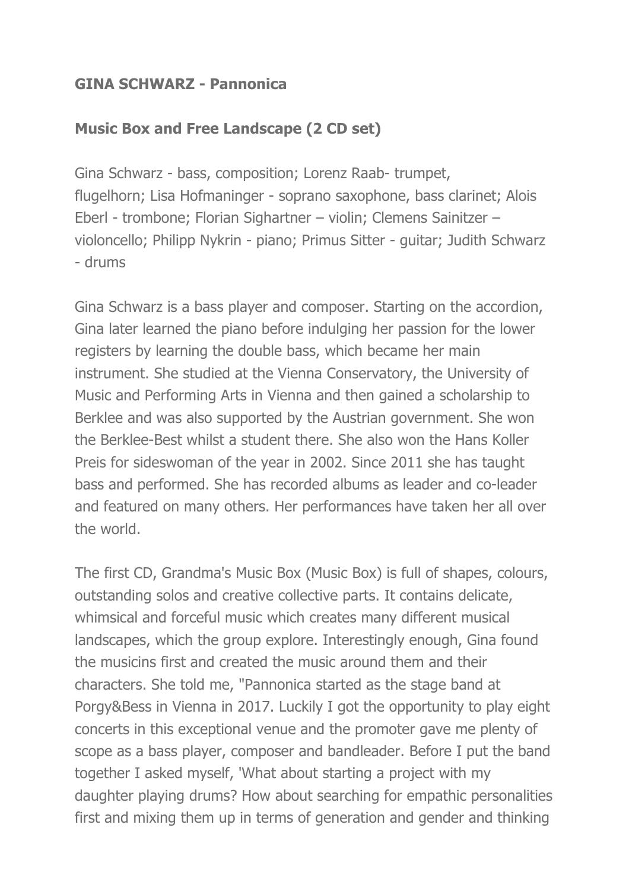**GINA SCHWARZ - Pannonica**

**Music Box and Free Landscape (2 CD set)**

Gina Schwarz - bass, composition; Lorenz Raab- trumpet, flugelhorn; Lisa Hofmaninger - soprano saxophone, bass clarinet; Alois Eberl - trombone; Florian Sighartner – violin; Clemens Sainitzer – violoncello; Philipp Nykrin - piano; Primus Sitter - guitar; Judith Schwarz - drums

Gina Schwarz is a bass player and composer. Starting on the accordion, Gina later learned the piano before indulging her passion for the lower registers by learning the double bass, which became her main instrument. She studied at the Vienna Conservatory, the University of Music and Performing Arts in Vienna and then gained a scholarship to Berklee and was also supported by the Austrian government. She won the Berklee-Best whilst a student there. She also won the Hans Koller Preis for sideswoman of the year in 2002. Since 2011 she has taught bass and performed. She has recorded albums as leader and co-leader and featured on many others. Her performances have taken her all over the world.

The first CD, Grandma's Music Box (Music Box) is full of shapes, colours, outstanding solos and creative collective parts. It contains delicate, whimsical and forceful music which creates many different musical landscapes, which the group explore. Interestingly enough, Gina found the musicins first and created the music around them and their characters. She told me, "Pannonica started as the stage band at Porgy&Bess in Vienna in 2017. Luckily I got the opportunity to play eight concerts in this exceptional venue and the promoter gave me plenty of scope as a bass player, composer and bandleader. Before I put the band together I asked myself, 'What about starting a project with my daughter playing drums? How about searching for empathic personalities first and mixing them up in terms of generation and gender and thinking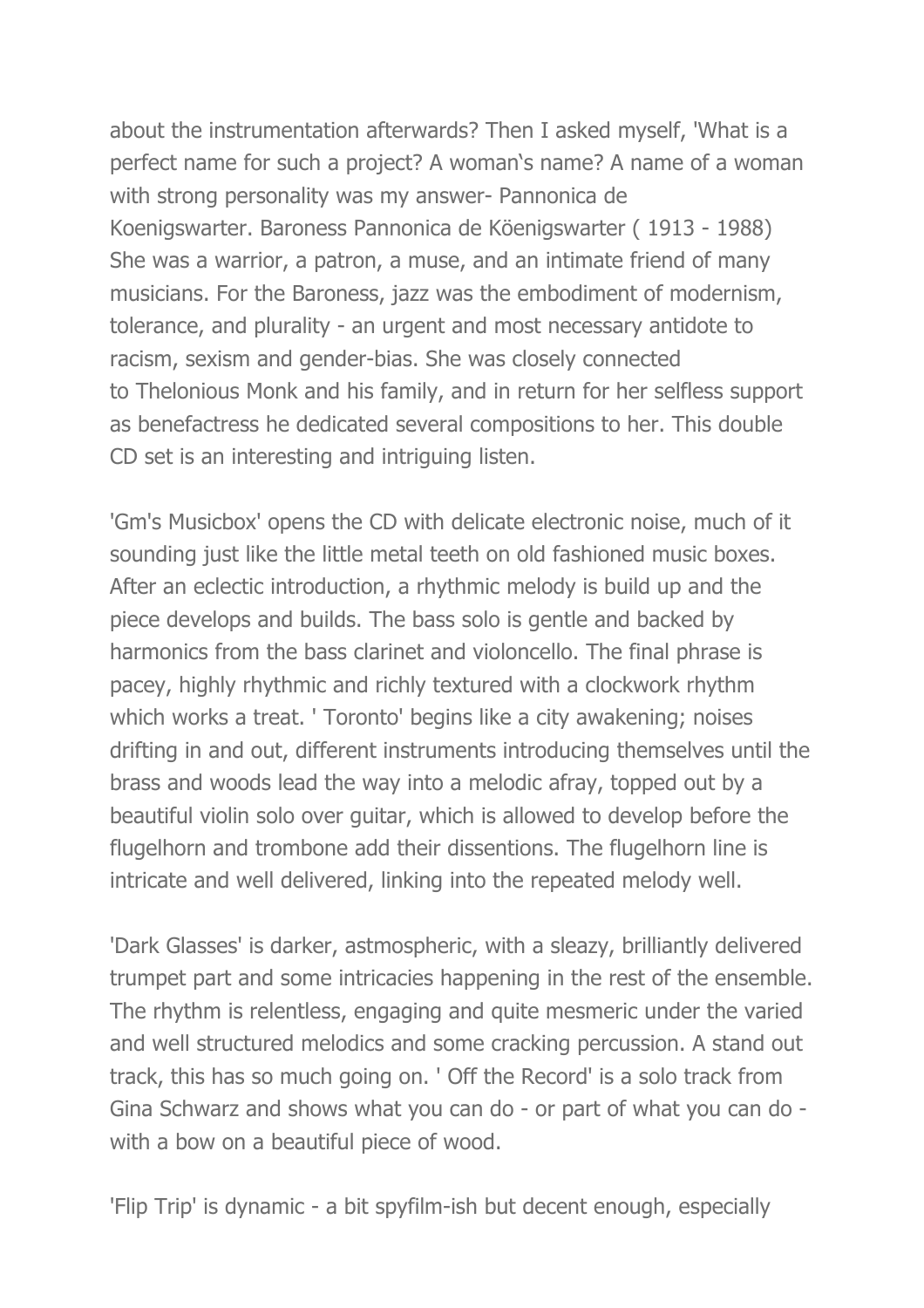about the instrumentation afterwards? Then I asked myself, 'What is a perfect name for such a project? A woman's name? A name of a woman with strong personality was my answer- Pannonica de Koenigswarter. Baroness Pannonica de Köenigswarter ( 1913 - 1988) She was a warrior, a patron, a muse, and an intimate friend of many musicians. For the Baroness, jazz was the embodiment of modernism, tolerance, and plurality - an urgent and most necessary antidote to racism, sexism and gender-bias. She was closely connected to Thelonious Monk and his family, and in return for her selfless support as benefactress he dedicated several compositions to her. This double CD set is an interesting and intriguing listen.

'Gm's Musicbox' opens the CD with delicate electronic noise, much of it sounding just like the little metal teeth on old fashioned music boxes. After an eclectic introduction, a rhythmic melody is build up and the piece develops and builds. The bass solo is gentle and backed by harmonics from the bass clarinet and violoncello. The final phrase is pacey, highly rhythmic and richly textured with a clockwork rhythm which works a treat. ' Toronto' begins like a city awakening; noises drifting in and out, different instruments introducing themselves until the brass and woods lead the way into a melodic afray, topped out by a beautiful violin solo over guitar, which is allowed to develop before the flugelhorn and trombone add their dissentions. The flugelhorn line is intricate and well delivered, linking into the repeated melody well.

'Dark Glasses' is darker, astmospheric, with a sleazy, brilliantly delivered trumpet part and some intricacies happening in the rest of the ensemble. The rhythm is relentless, engaging and quite mesmeric under the varied and well structured melodics and some cracking percussion. A stand out track, this has so much going on. ' Off the Record' is a solo track from Gina Schwarz and shows what you can do - or part of what you can do - with a bow on a beautiful piece of wood.

'Flip Trip' is dynamic - a bit spyfilm-ish but decent enough, especially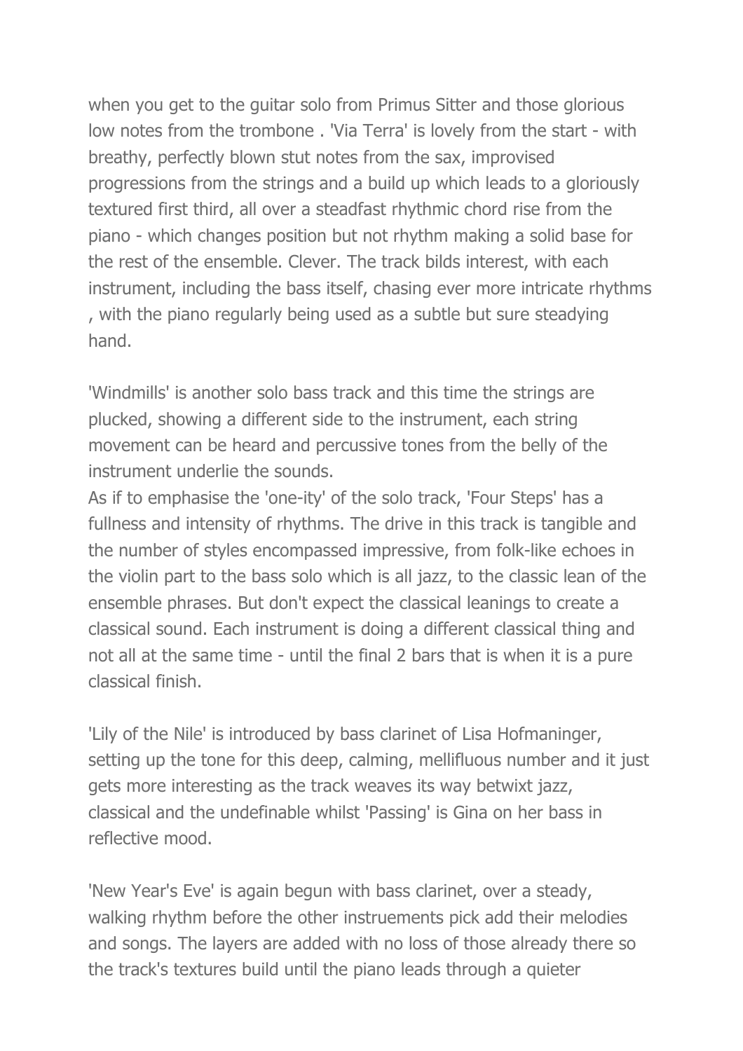when you get to the guitar solo from Primus Sitter and those glorious low notes from the trombone . 'Via Terra' is lovely from the start - with breathy, perfectly blown stut notes from the sax, improvised progressions from the strings and a build up which leads to a gloriously textured first third, all over a steadfast rhythmic chord rise from the piano - which changes position but not rhythm making a solid base for the rest of the ensemble. Clever. The track bilds interest, with each instrument, including the bass itself, chasing ever more intricate rhythms , with the piano regularly being used as a subtle but sure steadying hand.

'Windmills' is another solo bass track and this time the strings are plucked, showing a different side to the instrument, each string movement can be heard and percussive tones from the belly of the instrument underlie the sounds.
As if to emphasise the 'one-ity' of the solo track, 'Four Steps' has a fullness and intensity of rhythms. The drive in this track is tangible and the number of styles encompassed impressive, from folk-like echoes in the violin part to the bass solo which is all jazz, to the classic lean of the ensemble phrases. But don't expect the classical leanings to create a classical sound. Each instrument is doing a different classical thing and not all at the same time - until the final 2 bars that is when it is a pure classical finish.

'Lily of the Nile' is introduced by bass clarinet of Lisa Hofmaninger, setting up the tone for this deep, calming, mellifluous number and it just gets more interesting as the track weaves its way betwixt jazz, classical and the undefinable whilst 'Passing' is Gina on her bass in reflective mood.

'New Year's Eve' is again begun with bass clarinet, over a steady, walking rhythm before the other instruements pick add their melodies and songs. The layers are added with no loss of those already there so the track's textures build until the piano leads through a quieter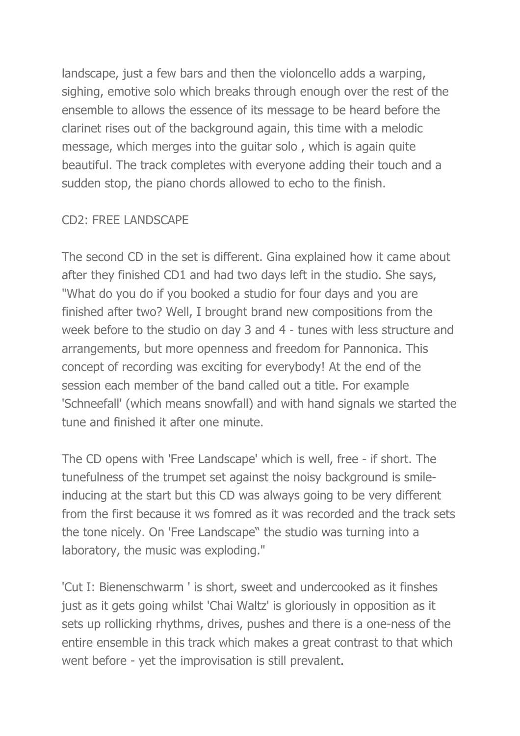landscape, just a few bars and then the violoncello adds a warping, sighing, emotive solo which breaks through enough over the rest of the ensemble to allows the essence of its message to be heard before the clarinet rises out of the background again, this time with a melodic message, which merges into the guitar solo , which is again quite beautiful. The track completes with everyone adding their touch and a sudden stop, the piano chords allowed to echo to the finish.

CD2: FREE LANDSCAPE

The second CD in the set is different. Gina explained how it came about after they finished CD1 and had two days left in the studio. She says, "What do you do if you booked a studio for four days and you are finished after two? Well, I brought brand new compositions from the week before to the studio on day 3 and 4 - tunes with less structure and arrangements, but more openness and freedom for Pannonica. This concept of recording was exciting for everybody! At the end of the session each member of the band called out a title. For example 'Schneefall' (which means snowfall) and with hand signals we started the tune and finished it after one minute.

The CD opens with 'Free Landscape' which is well, free - if short. The tunefulness of the trumpet set against the noisy background is smile-inducing at the start but this CD was always going to be very different from the first because it ws fomred as it was recorded and the track sets the tone nicely. On 'Free Landscape�much the studio was turning into a laboratory, the music was exploding."

'Cut I: Bienenschwarm ' is short, sweet and undercooked as it finshes just as it gets going whilst 'Chai Waltz' is gloriously in opposition as it sets up rollicking rhythms, drives, pushes and there is a one-ness of the entire ensemble in this track which makes a great contrast to that which went before - yet the improvisation is still prevalent.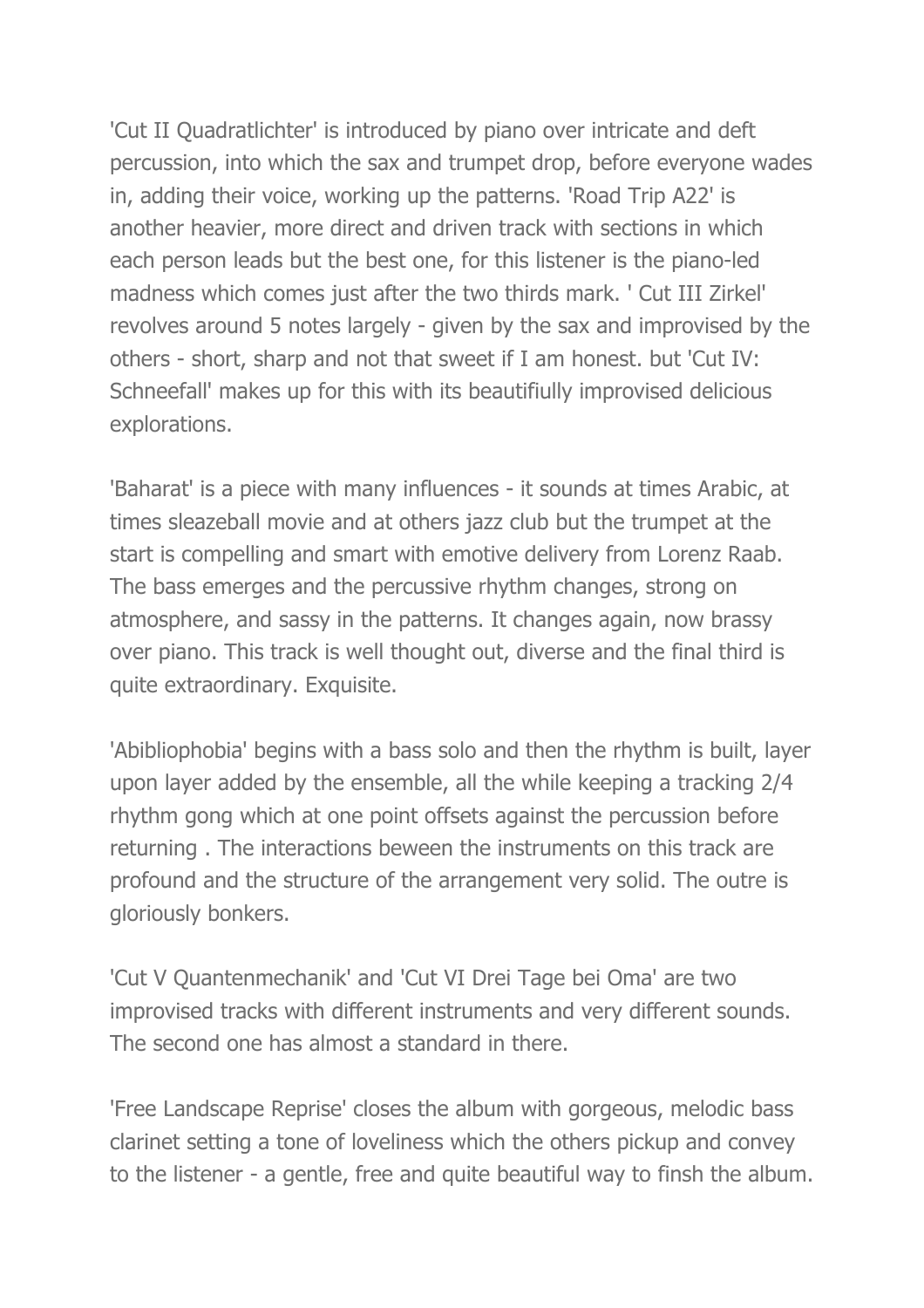'Cut II Quadratlichter' is introduced by piano over intricate and deft percussion, into which the sax and trumpet drop, before everyone wades in, adding their voice, working up the patterns. 'Road Trip A22' is another heavier, more direct and driven track with sections in which each person leads but the best one, for this listener is the piano-led madness which comes just after the two thirds mark. ' Cut III Zirkel' revolves around 5 notes largely - given by the sax and improvised by the others - short, sharp and not that sweet if I am honest. but 'Cut IV: Schneefall' makes up for this with its beautifiully improvised delicious explorations.

'Baharat' is a piece with many influences - it sounds at times Arabic, at times sleazeball movie and at others jazz club but the trumpet at the start is compelling and smart with emotive delivery from Lorenz Raab. The bass emerges and the percussive rhythm changes, strong on atmosphere, and sassy in the patterns. It changes again, now brassy over piano. This track is well thought out, diverse and the final third is quite extraordinary. Exquisite.

'Abibliophobia' begins with a bass solo and then the rhythm is built, layer upon layer added by the ensemble, all the while keeping a tracking 2/4 rhythm gong which at one point offsets against the percussion before returning . The interactions beween the instruments on this track are profound and the structure of the arrangement very solid. The outre is gloriously bonkers.

'Cut V Quantenmechanik' and 'Cut VI Drei Tage bei Oma' are two improvised tracks with different instruments and very different sounds. The second one has almost a standard in there.

'Free Landscape Reprise' closes the album with gorgeous, melodic bass clarinet setting a tone of loveliness which the others pickup and convey to the listener - a gentle, free and quite beautiful way to finsh the album.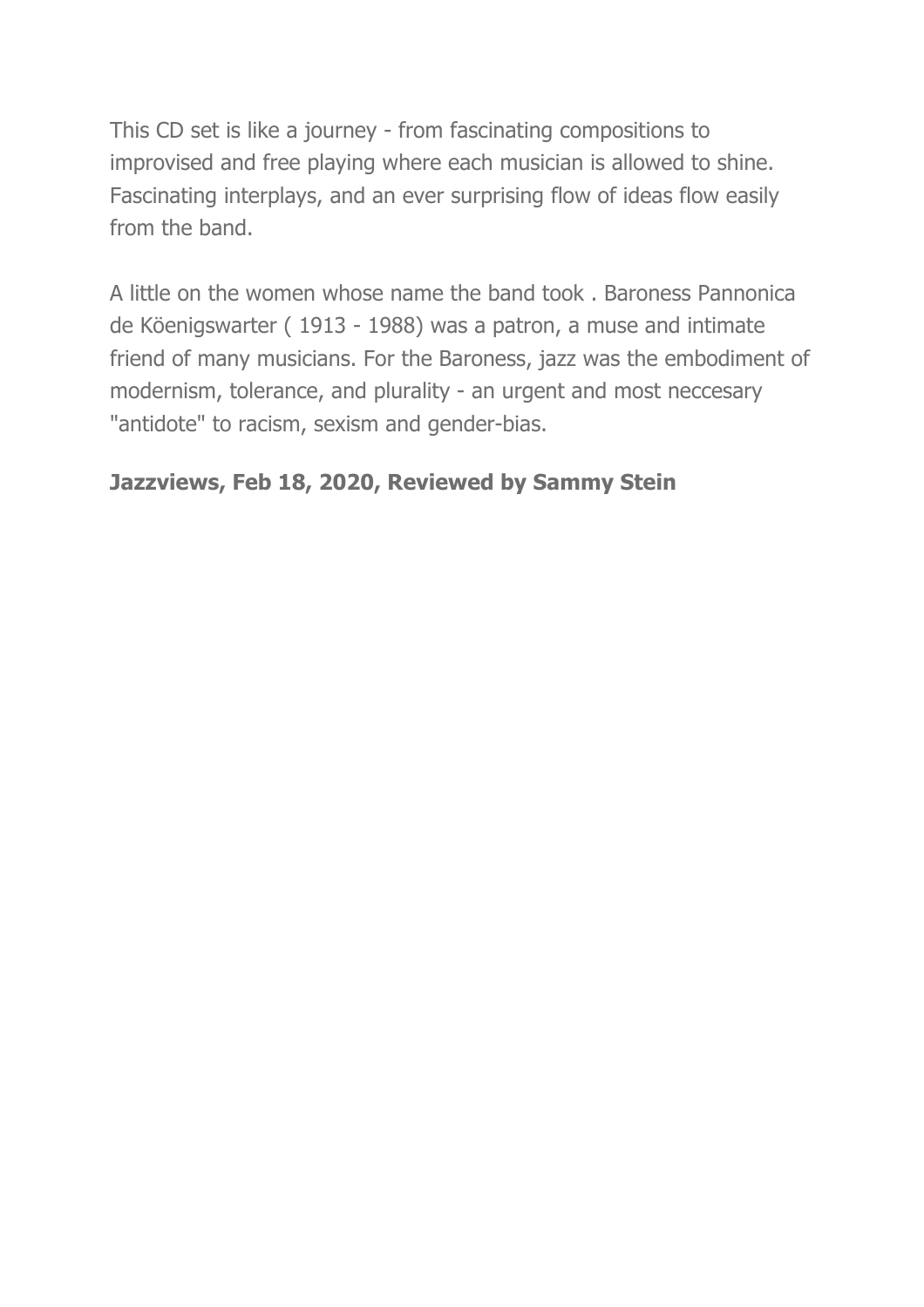This CD set is like a journey - from fascinating compositions to improvised and free playing where each musician is allowed to shine. Fascinating interplays, and an ever surprising flow of ideas flow easily from the band.

A little on the women whose name the band took . Baroness Pannonica de Köenigswarter ( 1913 - 1988) was a patron, a muse and intimate friend of many musicians. For the Baroness, jazz was the embodiment of modernism, tolerance, and plurality - an urgent and most neccesary "antidote" to racism, sexism and gender-bias.

**Jazzviews, Feb 18, 2020, Reviewed by Sammy Stein**